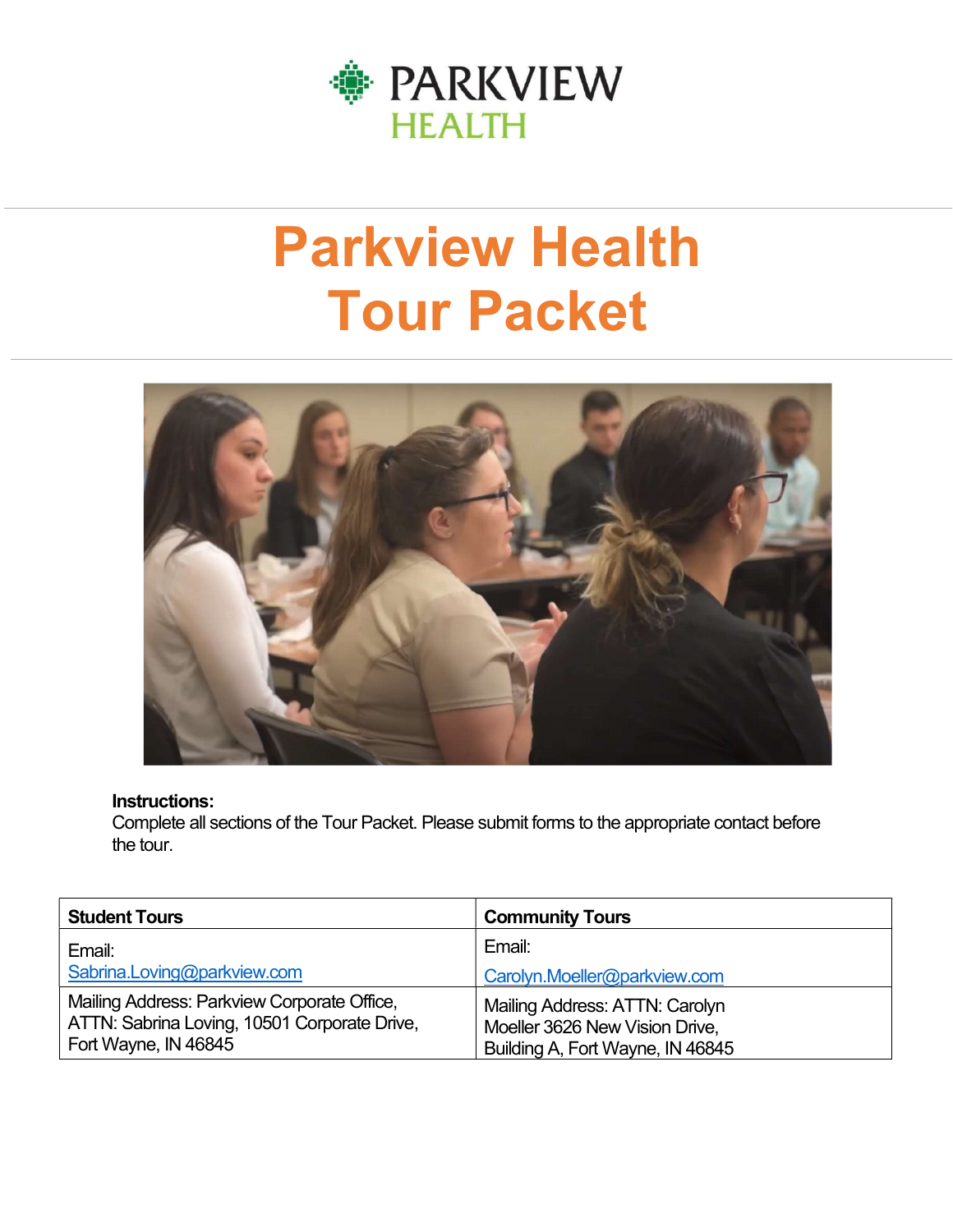PARKVIEW HEALTH

# Parkview Health Tour Packet

**Instructions:**
Complete all sections of the Tour Packet. Please submit forms to the appropriate contact before the tour.

| **Student Tours** | **Community Tours** |
|---|---|
| Email: Sabrina.Loving@parkview.com | Email: Carolyn.Moeller@parkview.com |
| Mailing Address: Parkview Corporate Office, ATTN: Sabrina Loving, 10501 Corporate Drive, Fort Wayne, IN 46845 | Mailing Address: ATTN: Carolyn Moeller 3626 New Vision Drive, Building A, Fort Wayne, IN 46845 |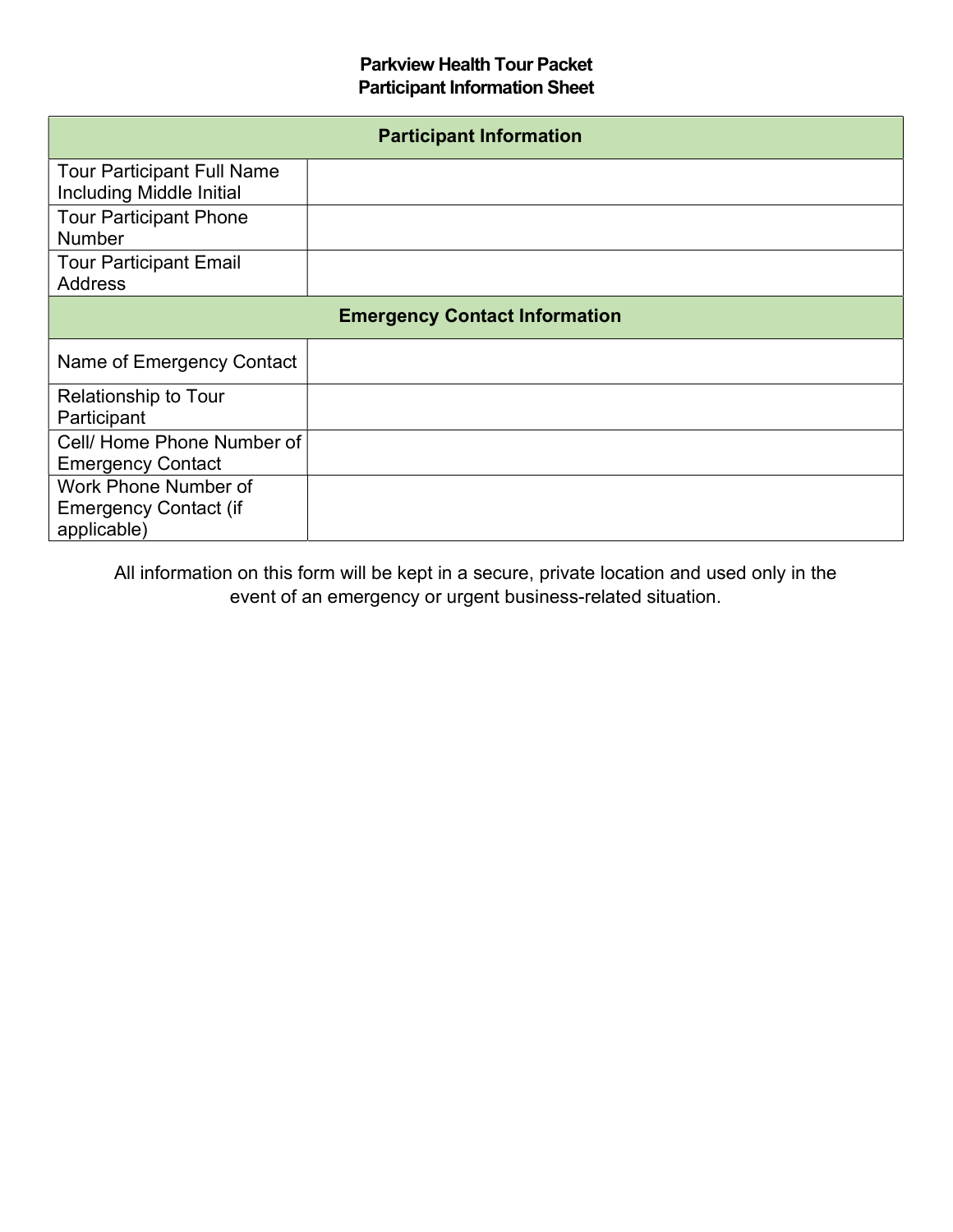# Parkview Health Tour Packet
## Participant Information Sheet

| Participant Information | |
|---|---|
| Tour Participant Full Name Including Middle Initial | |
| Tour Participant Phone Number | |
| Tour Participant Email Address | |
| **Emergency Contact Information** | |
| Name of Emergency Contact | |
| Relationship to Tour Participant | |
| Cell/ Home Phone Number of Emergency Contact | |
| Work Phone Number of Emergency Contact (if applicable) | |

All information on this form will be kept in a secure, private location and used only in the event of an emergency or urgent business-related situation.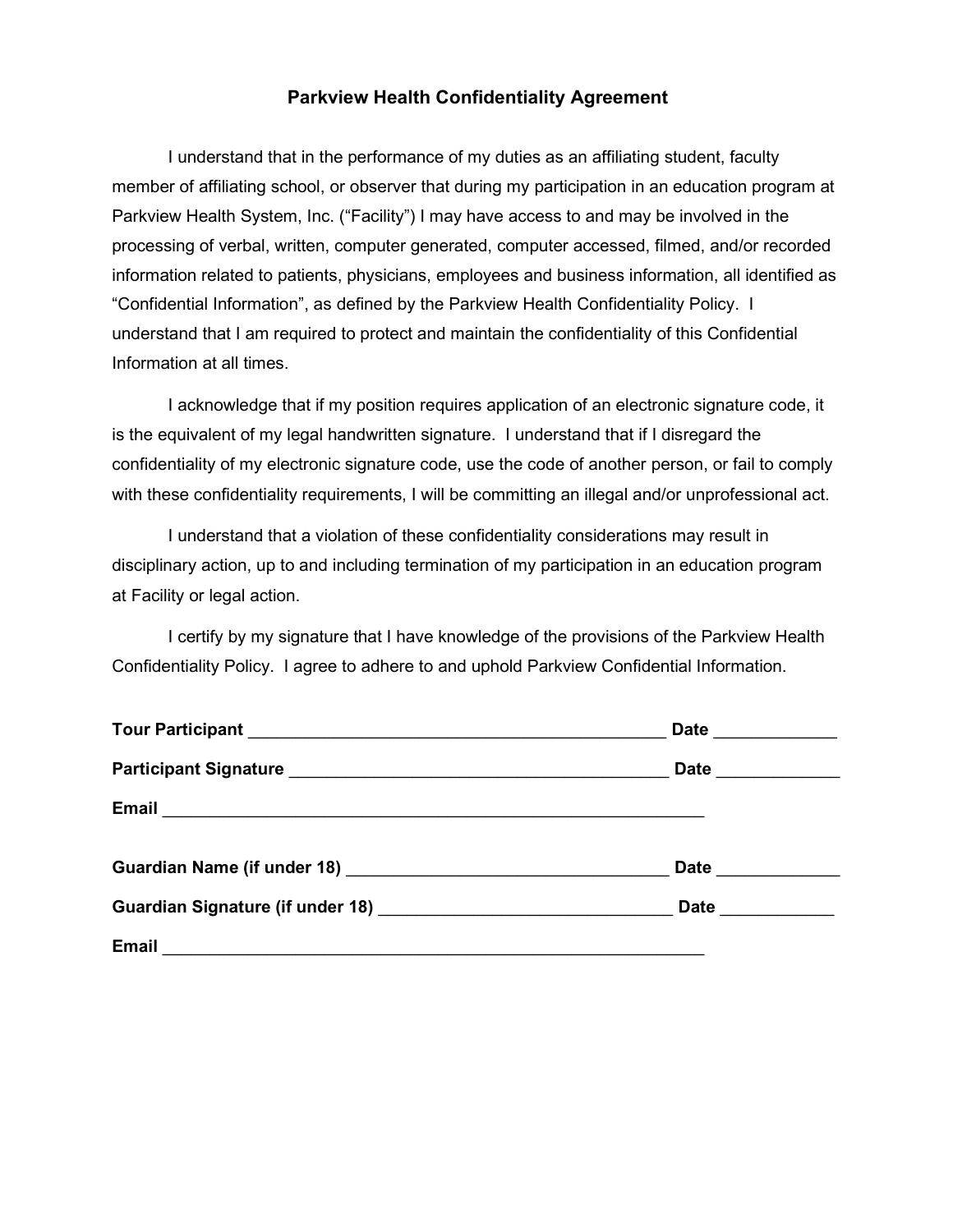# Parkview Health Confidentiality Agreement

I understand that in the performance of my duties as an affiliating student, faculty member of affiliating school, or observer that during my participation in an education program at Parkview Health System, Inc. ("Facility") I may have access to and may be involved in the processing of verbal, written, computer generated, computer accessed, filmed, and/or recorded information related to patients, physicians, employees and business information, all identified as "Confidential Information", as defined by the Parkview Health Confidentiality Policy. I understand that I am required to protect and maintain the confidentiality of this Confidential Information at all times.

I acknowledge that if my position requires application of an electronic signature code, it is the equivalent of my legal handwritten signature. I understand that if I disregard the confidentiality of my electronic signature code, use the code of another person, or fail to comply with these confidentiality requirements, I will be committing an illegal and/or unprofessional act.

I understand that a violation of these confidentiality considerations may result in disciplinary action, up to and including termination of my participation in an education program at Facility or legal action.

I certify by my signature that I have knowledge of the provisions of the Parkview Health Confidentiality Policy. I agree to adhere to and uphold Parkview Confidential Information.

**Tour Participant** _____________________________________________ **Date** _____________

**Participant Signature** ________________________________________ **Date** _____________

**Email** ___________________________________________________________

**Guardian Name (if under 18)** __________________________________ **Date** _____________

**Guardian Signature (if under 18)** ______________________________ **Date** ____________

**Email** ___________________________________________________________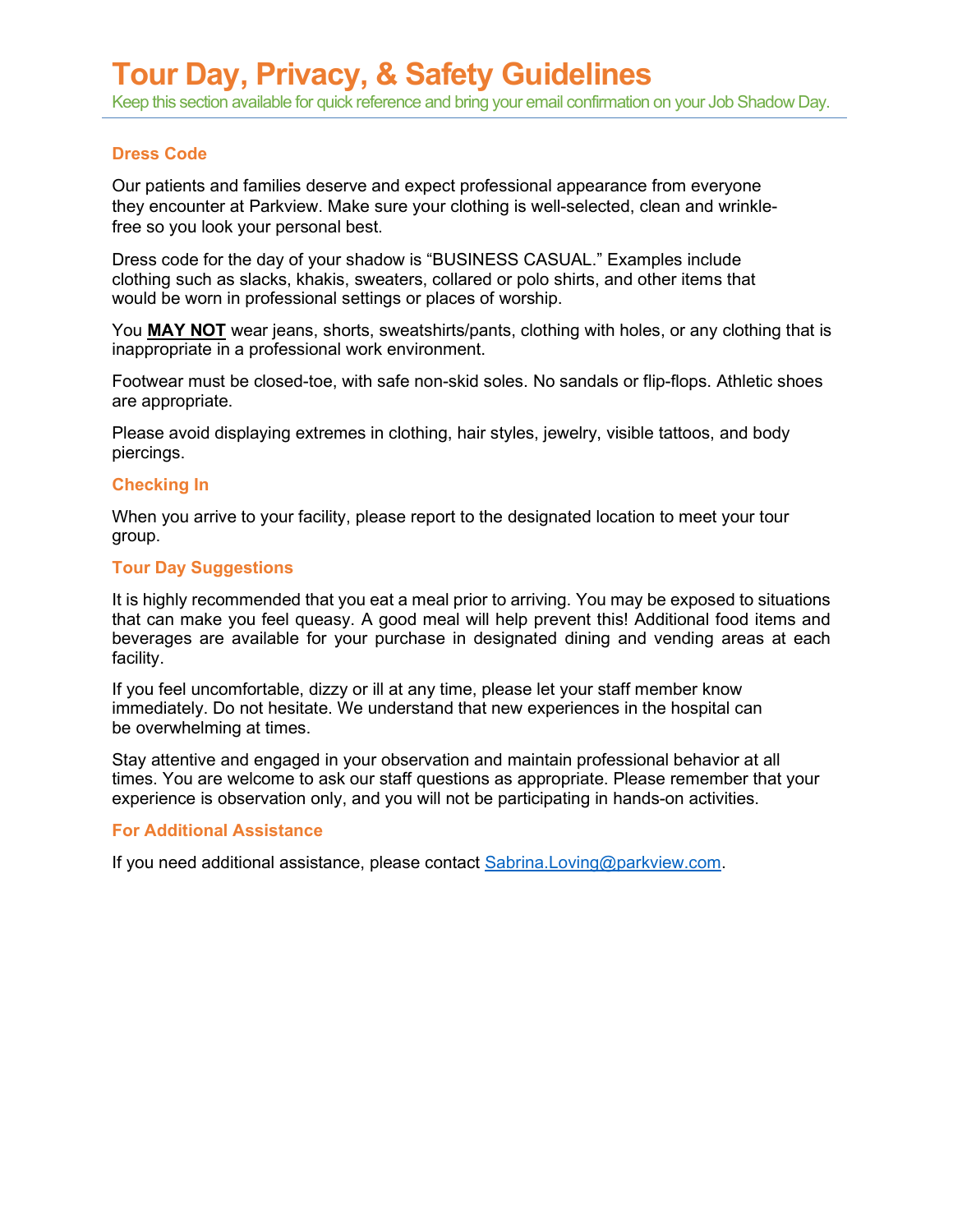# Tour Day, Privacy, & Safety Guidelines

Keep this section available for quick reference and bring your email confirmation on your Job Shadow Day.

### Dress Code

Our patients and families deserve and expect professional appearance from everyone they encounter at Parkview. Make sure your clothing is well-selected, clean and wrinkle-free so you look your personal best.

Dress code for the day of your shadow is "BUSINESS CASUAL." Examples include clothing such as slacks, khakis, sweaters, collared or polo shirts, and other items that would be worn in professional settings or places of worship.

You **MAY NOT** wear jeans, shorts, sweatshirts/pants, clothing with holes, or any clothing that is inappropriate in a professional work environment.

Footwear must be closed-toe, with safe non-skid soles. No sandals or flip-flops. Athletic shoes are appropriate.

Please avoid displaying extremes in clothing, hair styles, jewelry, visible tattoos, and body piercings.

### Checking In

When you arrive to your facility, please report to the designated location to meet your tour group.

### Tour Day Suggestions

It is highly recommended that you eat a meal prior to arriving. You may be exposed to situations that can make you feel queasy. A good meal will help prevent this! Additional food items and beverages are available for your purchase in designated dining and vending areas at each facility.

If you feel uncomfortable, dizzy or ill at any time, please let your staff member know immediately. Do not hesitate. We understand that new experiences in the hospital can be overwhelming at times.

Stay attentive and engaged in your observation and maintain professional behavior at all times. You are welcome to ask our staff questions as appropriate. Please remember that your experience is observation only, and you will not be participating in hands-on activities.

### For Additional Assistance

If you need additional assistance, please contact Sabrina.Loving@parkview.com.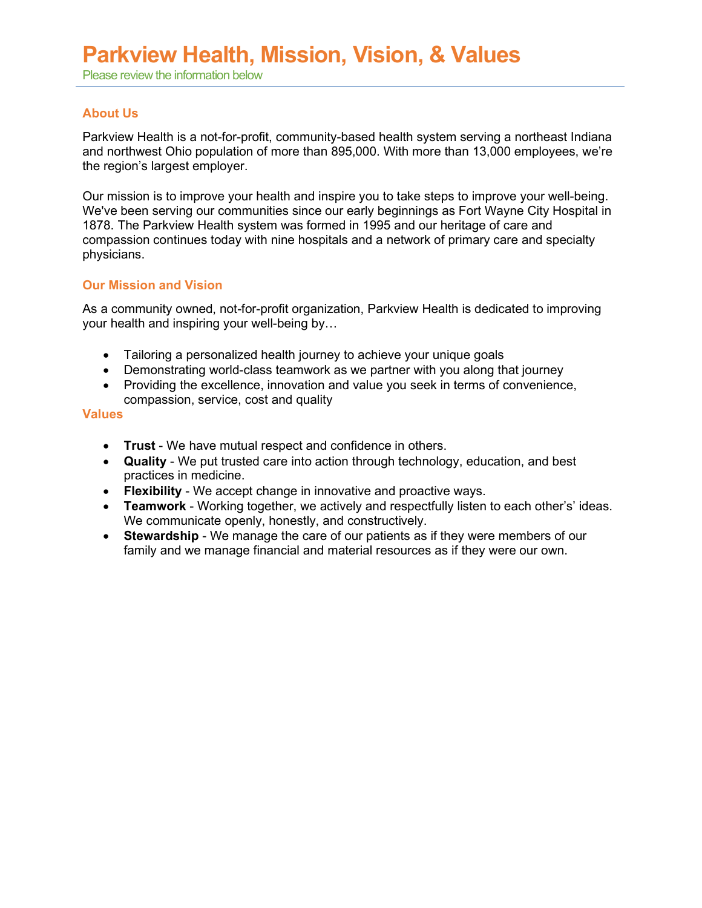# Parkview Health, Mission, Vision, & Values

Please review the information below

## About Us

Parkview Health is a not-for-profit, community-based health system serving a northeast Indiana and northwest Ohio population of more than 895,000. With more than 13,000 employees, we're the region's largest employer.

Our mission is to improve your health and inspire you to take steps to improve your well-being. We've been serving our communities since our early beginnings as Fort Wayne City Hospital in 1878. The Parkview Health system was formed in 1995 and our heritage of care and compassion continues today with nine hospitals and a network of primary care and specialty physicians.

## Our Mission and Vision

As a community owned, not-for-profit organization, Parkview Health is dedicated to improving your health and inspiring your well-being by…

- Tailoring a personalized health journey to achieve your unique goals
- Demonstrating world-class teamwork as we partner with you along that journey
- Providing the excellence, innovation and value you seek in terms of convenience, compassion, service, cost and quality

## Values

- **Trust** - We have mutual respect and confidence in others.
- **Quality** - We put trusted care into action through technology, education, and best practices in medicine.
- **Flexibility** - We accept change in innovative and proactive ways.
- **Teamwork** - Working together, we actively and respectfully listen to each other's' ideas. We communicate openly, honestly, and constructively.
- **Stewardship** - We manage the care of our patients as if they were members of our family and we manage financial and material resources as if they were our own.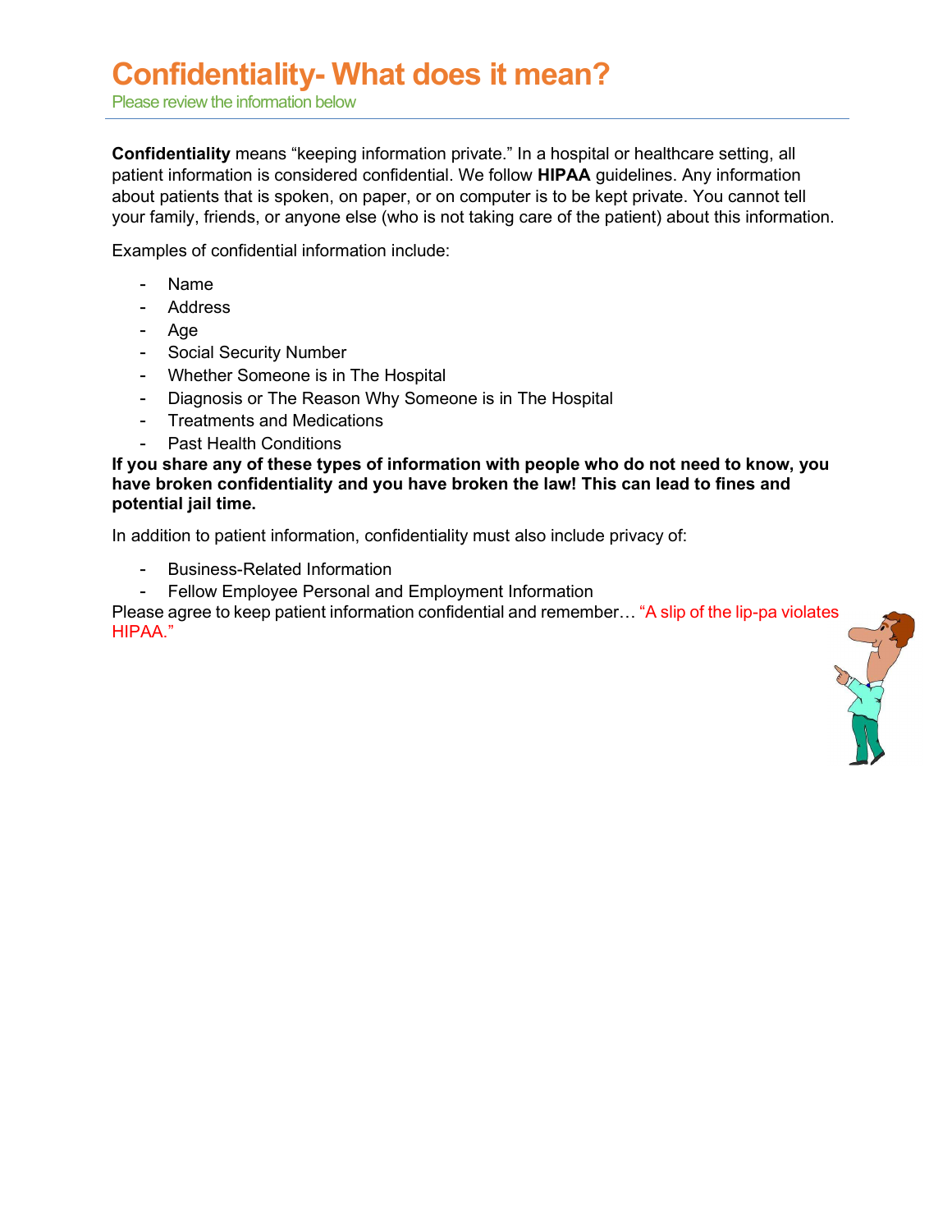# Confidentiality- What does it mean?

Please review the information below

**Confidentiality** means "keeping information private." In a hospital or healthcare setting, all patient information is considered confidential. We follow **HIPAA** guidelines. Any information about patients that is spoken, on paper, or on computer is to be kept private. You cannot tell your family, friends, or anyone else (who is not taking care of the patient) about this information.

Examples of confidential information include:

- Name
- Address
- Age
- Social Security Number
- Whether Someone is in The Hospital
- Diagnosis or The Reason Why Someone is in The Hospital
- Treatments and Medications
- Past Health Conditions

**If you share any of these types of information with people who do not need to know, you have broken confidentiality and you have broken the law! This can lead to fines and potential jail time.**

In addition to patient information, confidentiality must also include privacy of:

- Business-Related Information
- Fellow Employee Personal and Employment Information

Please agree to keep patient information confidential and remember… "A slip of the lip-pa violates HIPAA."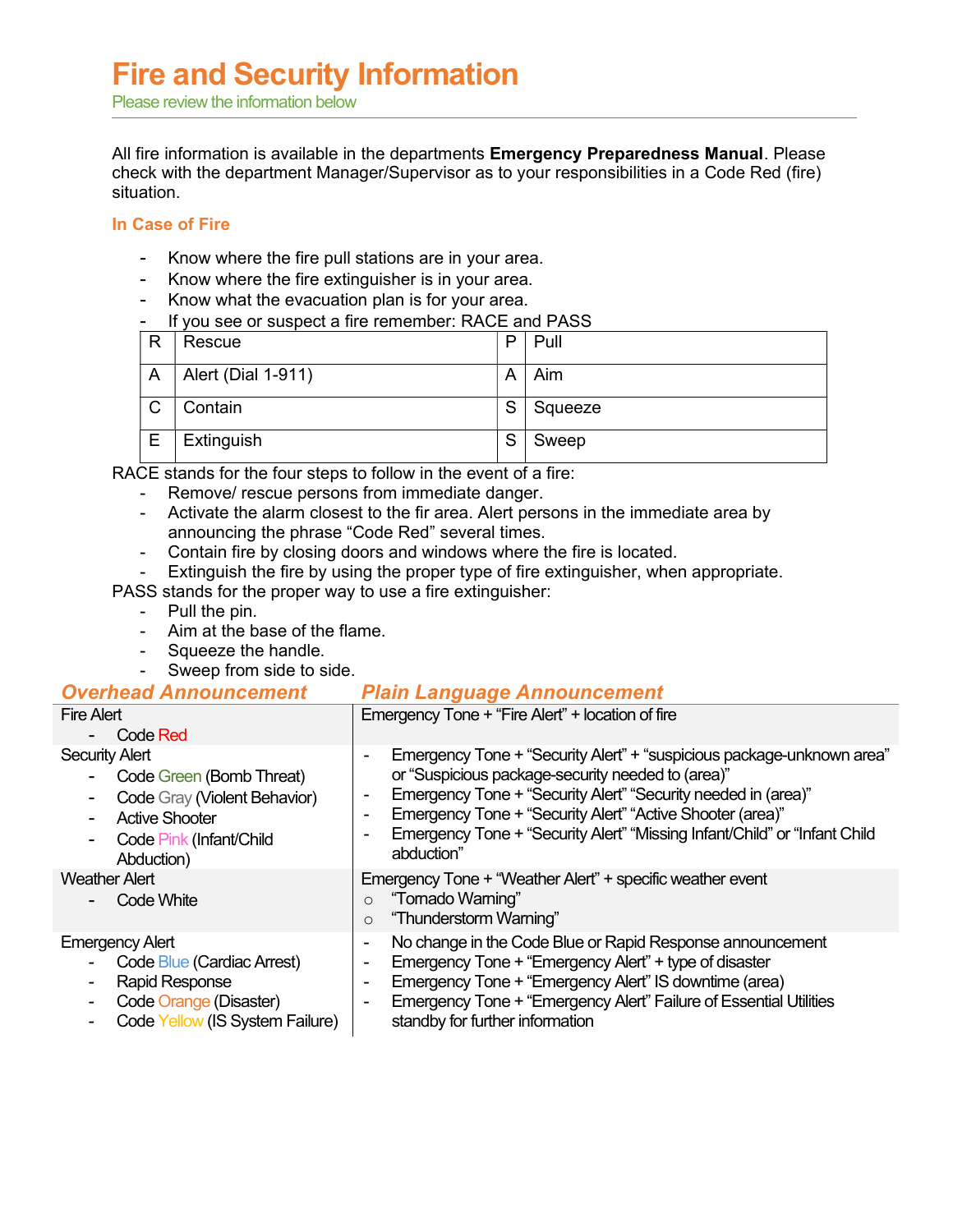# Fire and Security Information

Please review the information below

All fire information is available in the departments **Emergency Preparedness Manual**. Please check with the department Manager/Supervisor as to your responsibilities in a Code Red (fire) situation.

### In Case of Fire

- Know where the fire pull stations are in your area.
- Know where the fire extinguisher is in your area.
- Know what the evacuation plan is for your area.
- If you see or suspect a fire remember: RACE and PASS

| R | Rescue | P | Pull |
|---|---|---|---|
| A | Alert (Dial 1-911) | A | Aim |
| C | Contain | S | Squeeze |
| E | Extinguish | S | Sweep |

RACE stands for the four steps to follow in the event of a fire:

- Remove/ rescue persons from immediate danger.
- Activate the alarm closest to the fir area. Alert persons in the immediate area by announcing the phrase "Code Red" several times.
- Contain fire by closing doors and windows where the fire is located.
- Extinguish the fire by using the proper type of fire extinguisher, when appropriate.

PASS stands for the proper way to use a fire extinguisher:

- Pull the pin.
- Aim at the base of the flame.
- Squeeze the handle.
- Sweep from side to side.

| *Overhead Announcement* | *Plain Language Announcement* |
|---|---|
| Fire Alert<br>- Code Red | Emergency Tone + "Fire Alert" + location of fire |
| Security Alert<br>- Code Green (Bomb Threat)<br>- Code Gray (Violent Behavior)<br>- Active Shooter<br>- Code Pink (Infant/Child Abduction) | - Emergency Tone + "Security Alert" + "suspicious package-unknown area" or "Suspicious package-security needed to (area)"<br>- Emergency Tone + "Security Alert" "Security needed in (area)"<br>- Emergency Tone + "Security Alert" "Active Shooter (area)"<br>- Emergency Tone + "Security Alert" "Missing Infant/Child" or "Infant Child abduction" |
| Weather Alert<br>- Code White | Emergency Tone + "Weather Alert" + specific weather event<br>○ "Tornado Warning"<br>○ "Thunderstorm Warning" |
| Emergency Alert<br>- Code Blue (Cardiac Arrest)<br>- Rapid Response<br>- Code Orange (Disaster)<br>- Code Yellow (IS System Failure) | - No change in the Code Blue or Rapid Response announcement<br>- Emergency Tone + "Emergency Alert" + type of disaster<br>- Emergency Tone + "Emergency Alert" IS downtime (area)<br>- Emergency Tone + "Emergency Alert" Failure of Essential Utilities standby for further information |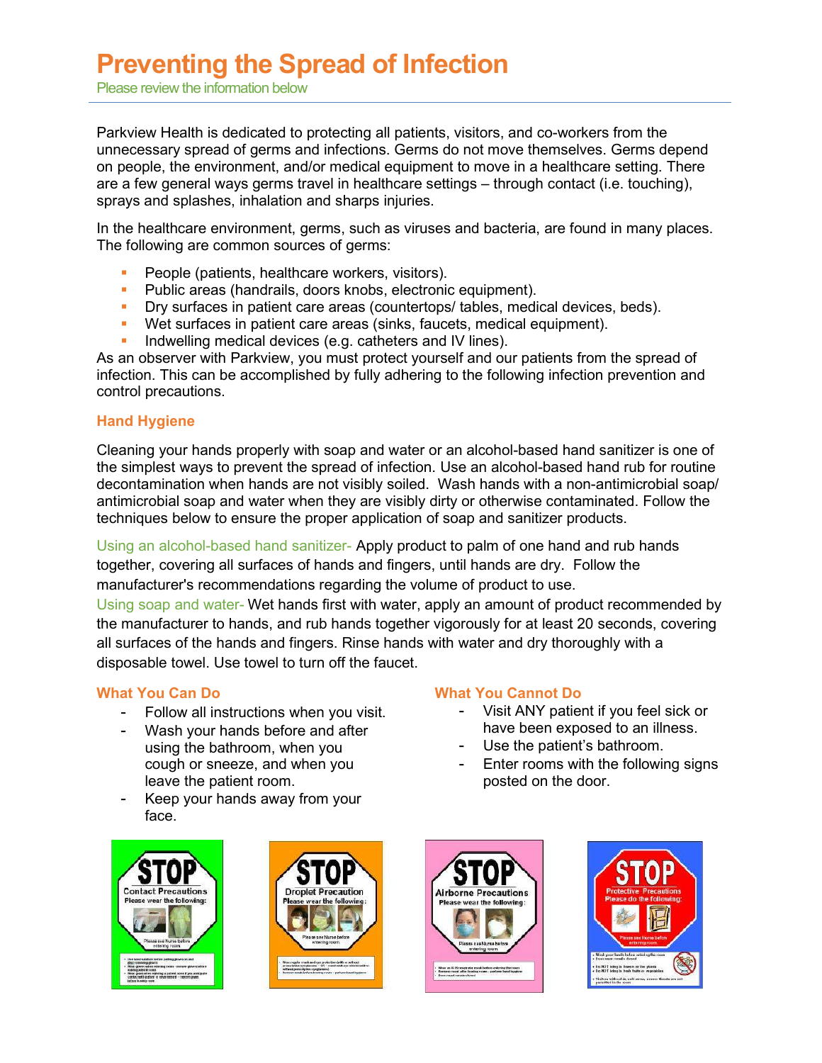# Preventing the Spread of Infection

Please review the information below

Parkview Health is dedicated to protecting all patients, visitors, and co-workers from the unnecessary spread of germs and infections. Germs do not move themselves. Germs depend on people, the environment, and/or medical equipment to move in a healthcare setting. There are a few general ways germs travel in healthcare settings – through contact (i.e. touching), sprays and splashes, inhalation and sharps injuries.

In the healthcare environment, germs, such as viruses and bacteria, are found in many places. The following are common sources of germs:

- People (patients, healthcare workers, visitors).
- Public areas (handrails, doors knobs, electronic equipment).
- Dry surfaces in patient care areas (countertops/ tables, medical devices, beds).
- Wet surfaces in patient care areas (sinks, faucets, medical equipment).
- Indwelling medical devices (e.g. catheters and IV lines).

As an observer with Parkview, you must protect yourself and our patients from the spread of infection. This can be accomplished by fully adhering to the following infection prevention and control precautions.

## Hand Hygiene

Cleaning your hands properly with soap and water or an alcohol-based hand sanitizer is one of the simplest ways to prevent the spread of infection. Use an alcohol-based hand rub for routine decontamination when hands are not visibly soiled. Wash hands with a non-antimicrobial soap/ antimicrobial soap and water when they are visibly dirty or otherwise contaminated. Follow the techniques below to ensure the proper application of soap and sanitizer products.

Using an alcohol-based hand sanitizer- Apply product to palm of one hand and rub hands together, covering all surfaces of hands and fingers, until hands are dry. Follow the manufacturer's recommendations regarding the volume of product to use.

Using soap and water- Wet hands first with water, apply an amount of product recommended by the manufacturer to hands, and rub hands together vigorously for at least 20 seconds, covering all surfaces of the hands and fingers. Rinse hands with water and dry thoroughly with a disposable towel. Use towel to turn off the faucet.

## What You Can Do

- Follow all instructions when you visit.
- Wash your hands before and after using the bathroom, when you cough or sneeze, and when you leave the patient room.
- Keep your hands away from your face.

## What You Cannot Do

- Visit ANY patient if you feel sick or have been exposed to an illness.
- Use the patient's bathroom.
- Enter rooms with the following signs posted on the door.

STOP
Contact Precautions
Please wear the following:

STOP
Droplet Precaution
Please wear the following:

STOP
Airborne Precautions
Please wear the following:

STOP
Protective Precautions
Please do the following: